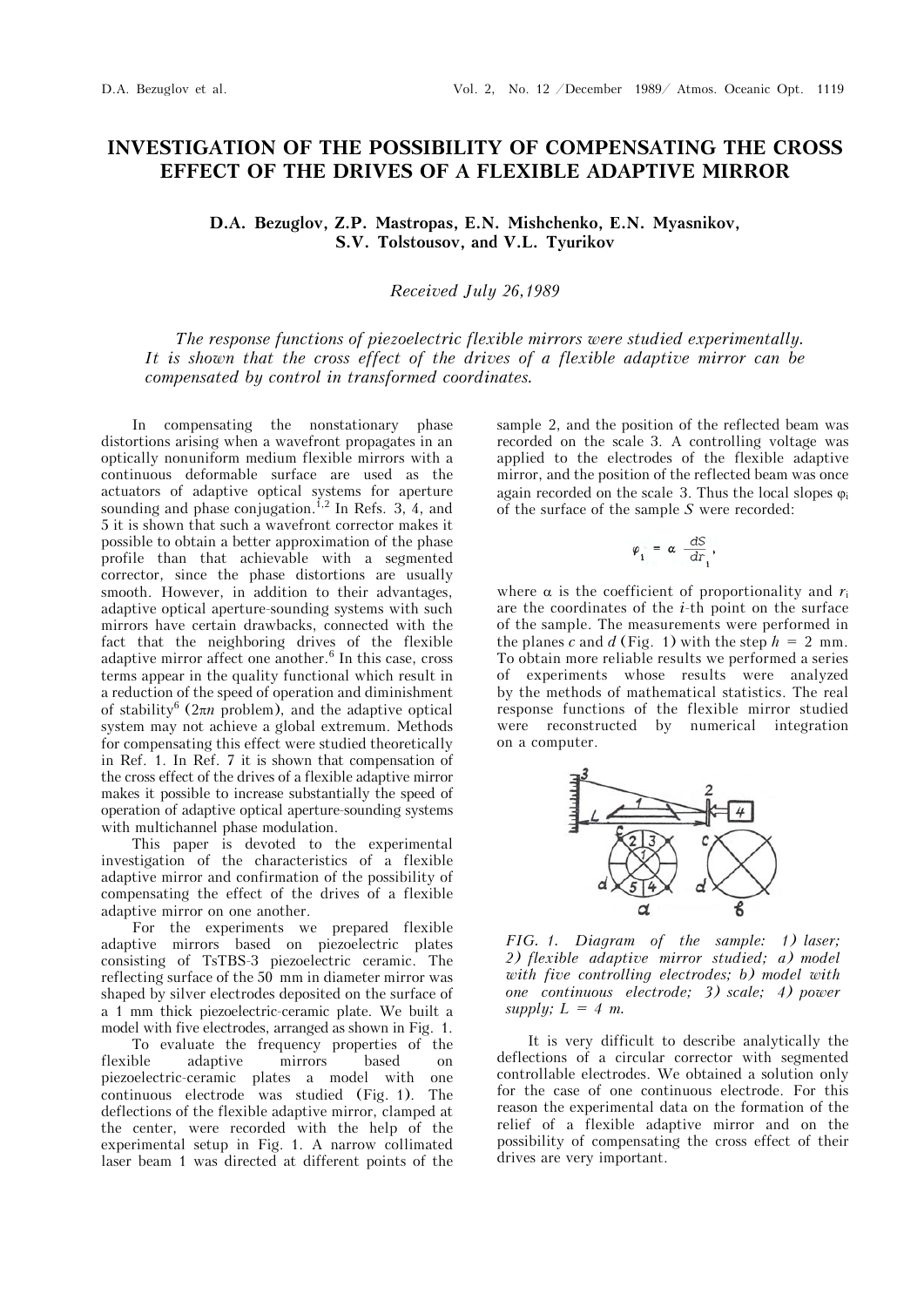# INVESTIGATION OF THE POSSIBILITY OF COMPENSATING THE CROSS EFFECT OF THE DRIVES OF A FLEXIBLE ADAPTIVE MIRROR

**D.A. Bezuglov, Z.P. Mastropas, E.N. Mishchenko, E.N. Myasnikov, S.V. Tolstousov, and V.L. Tyurikov**

*Received July 26,1989*

*The response functions of piezoelectric flexible mirrors were studied experimentally. It is shown that the cross effect of the drives of a flexible adaptive mirror can be compensated by control in transformed coordinates.*

In compensating the nonstationary phase distortions arising when a wavefront propagates in an optically nonuniform medium flexible mirrors with a continuous deformable surface are used as the actuators of adaptive optical systems for aperture sounding and phase conjugation.[1,2] In Refs. 3, 4, and 5 it is shown that such a wavefront corrector makes it possible to obtain a better approximation of the phase profile than that achievable with a segmented corrector, since the phase distortions are usually smooth. However, in addition to their advantages, adaptive optical aperture-sounding systems with such mirrors have certain drawbacks, connected with the fact that the neighboring drives of the flexible adaptive mirror affect one another.[6] In this case, cross terms appear in the quality functional which result in a reduction of the speed of operation and diminishment of stability[6] ($2\pi n$ problem), and the adaptive optical system may not achieve a global extremum. Methods for compensating this effect were studied theoretically in Ref. 1. In Ref. 7 it is shown that compensation of the cross effect of the drives of a flexible adaptive mirror makes it possible to increase substantially the speed of operation of adaptive optical aperture-sounding systems with multichannel phase modulation.

This paper is devoted to the experimental investigation of the characteristics of a flexible adaptive mirror and confirmation of the possibility of compensating the effect of the drives of a flexible adaptive mirror on one another.

For the experiments we prepared flexible adaptive mirrors based on piezoelectric plates consisting of TsTBS-3 piezoelectric ceramic. The reflecting surface of the 50 mm in diameter mirror was shaped by silver electrodes deposited on the surface of a 1 mm thick piezoelectric-ceramic plate. We built a model with five electrodes, arranged as shown in Fig. 1.

To evaluate the frequency properties of the flexible adaptive mirrors based on piezoelectric-ceramic plates a model with one continuous electrode was studied (Fig. 1). The deflections of the flexible adaptive mirror, clamped at the center, were recorded with the help of the experimental setup in Fig. 1. A narrow collimated laser beam 1 was directed at different points of the sample 2, and the position of the reflected beam was recorded on the scale 3. A controlling voltage was applied to the electrodes of the flexible adaptive mirror, and the position of the reflected beam was once again recorded on the scale 3. Thus the local slopes $\varphi_i$ of the surface of the sample $S$ were recorded:

$$\varphi_1 = \alpha \frac{dS}{dr_1},$$

where $\alpha$ is the coefficient of proportionality and $r_i$ are the coordinates of the $i$-th point on the surface of the sample. The measurements were performed in the planes $c$ and $d$ (Fig. 1) with the step $h = 2$ mm. To obtain more reliable results we performed a series of experiments whose results were analyzed by the methods of mathematical statistics. The real response functions of the flexible mirror studied were reconstructed by numerical integration on a computer.

*FIG. 1. Diagram of the sample: 1) laser; 2) flexible adaptive mirror studied; a) model with five controlling electrodes; b) model with one continuous electrode; 3) scale; 4) power supply; L = 4 m.*

It is very difficult to describe analytically the deflections of a circular corrector with segmented controllable electrodes. We obtained a solution only for the case of one continuous electrode. For this reason the experimental data on the formation of the relief of a flexible adaptive mirror and on the possibility of compensating the cross effect of their drives are very important.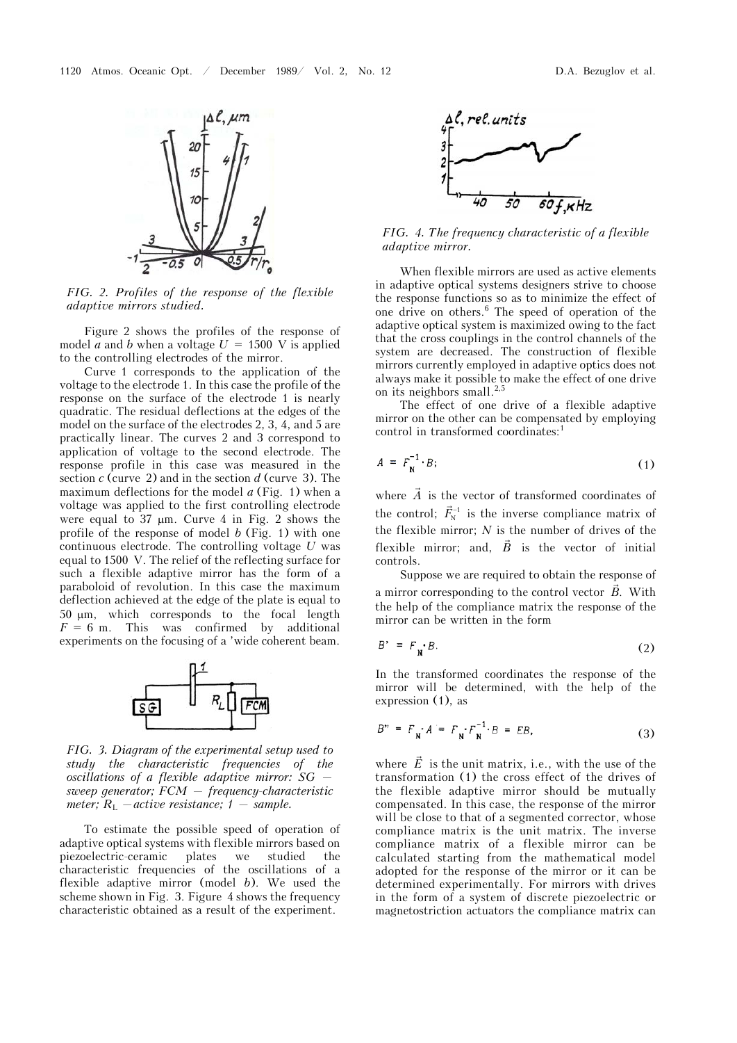FIG. 2. Profiles of the response of the flexible adaptive mirrors studied.

Figure 2 shows the profiles of the response of model *a* and *b* when a voltage $U = 1500$ V is applied to the controlling electrodes of the mirror.

Curve 1 corresponds to the application of the voltage to the electrode 1. In this case the profile of the response on the surface of the electrode 1 is nearly quadratic. The residual deflections at the edges of the model on the surface of the electrodes 2, 3, 4, and 5 are practically linear. The curves 2 and 3 correspond to application of voltage to the second electrode. The response profile in this case was measured in the section *c* (curve 2) and in the section *d* (curve 3). The maximum deflections for the model *a* (Fig. 1) when a voltage was applied to the first controlling electrode were equal to 37 μm. Curve 4 in Fig. 2 shows the profile of the response of model *b* (Fig. 1) with one continuous electrode. The controlling voltage $U$ was equal to 1500 V. The relief of the reflecting surface for such a flexible adaptive mirror has the form of a paraboloid of revolution. In this case the maximum deflection achieved at the edge of the plate is equal to 50 μm, which corresponds to the focal length $F = 6$ m. This was confirmed by additional experiments on the focusing of a 'wide coherent beam.

FIG. 3. Diagram of the experimental setup used to study the characteristic frequencies of the oscillations of a flexible adaptive mirror: SG — sweep generator; FCM — frequency-characteristic meter; $R_L$ — active resistance; 1 — sample.

To estimate the possible speed of operation of adaptive optical systems with flexible mirrors based on piezoelectric-ceramic plates we studied the characteristic frequencies of the oscillations of a flexible adaptive mirror (model *b*). We used the scheme shown in Fig. 3. Figure 4 shows the frequency characteristic obtained as a result of the experiment.

FIG. 4. The frequency characteristic of a flexible adaptive mirror.

When flexible mirrors are used as active elements in adaptive optical systems designers strive to choose the response functions so as to minimize the effect of one drive on others.[6] The speed of operation of the adaptive optical system is maximized owing to the fact that the cross couplings in the control channels of the system are decreased. The construction of flexible mirrors currently employed in adaptive optics does not always make it possible to make the effect of one drive on its neighbors small.[2,5]

The effect of one drive of a flexible adaptive mirror on the other can be compensated by employing control in transformed coordinates:[1]

$$A = F_N^{-1} \cdot B; \tag{1}$$

where $\vec{A}$ is the vector of transformed coordinates of the control; $\vec{F}_N^{-1}$ is the inverse compliance matrix of the flexible mirror; $N$ is the number of drives of the flexible mirror; and, $\vec{B}$ is the vector of initial controls.

Suppose we are required to obtain the response of a mirror corresponding to the control vector $\vec{B}$. With the help of the compliance matrix the response of the mirror can be written in the form

$$B' = F_N \cdot B. \tag{2}$$

In the transformed coordinates the response of the mirror will be determined, with the help of the expression (1), as

$$B'' = F_N \cdot A = F_N \cdot F_N^{-1} \cdot B = EB, \tag{3}$$

where $\vec{E}$ is the unit matrix, i.e., with the use of the transformation (1) the cross effect of the drives of the flexible adaptive mirror should be mutually compensated. In this case, the response of the mirror will be close to that of a segmented corrector, whose compliance matrix is the unit matrix. The inverse compliance matrix of a flexible mirror can be calculated starting from the mathematical model adopted for the response of the mirror or it can be determined experimentally. For mirrors with drives in the form of a system of discrete piezoelectric or magnetostriction actuators the compliance matrix can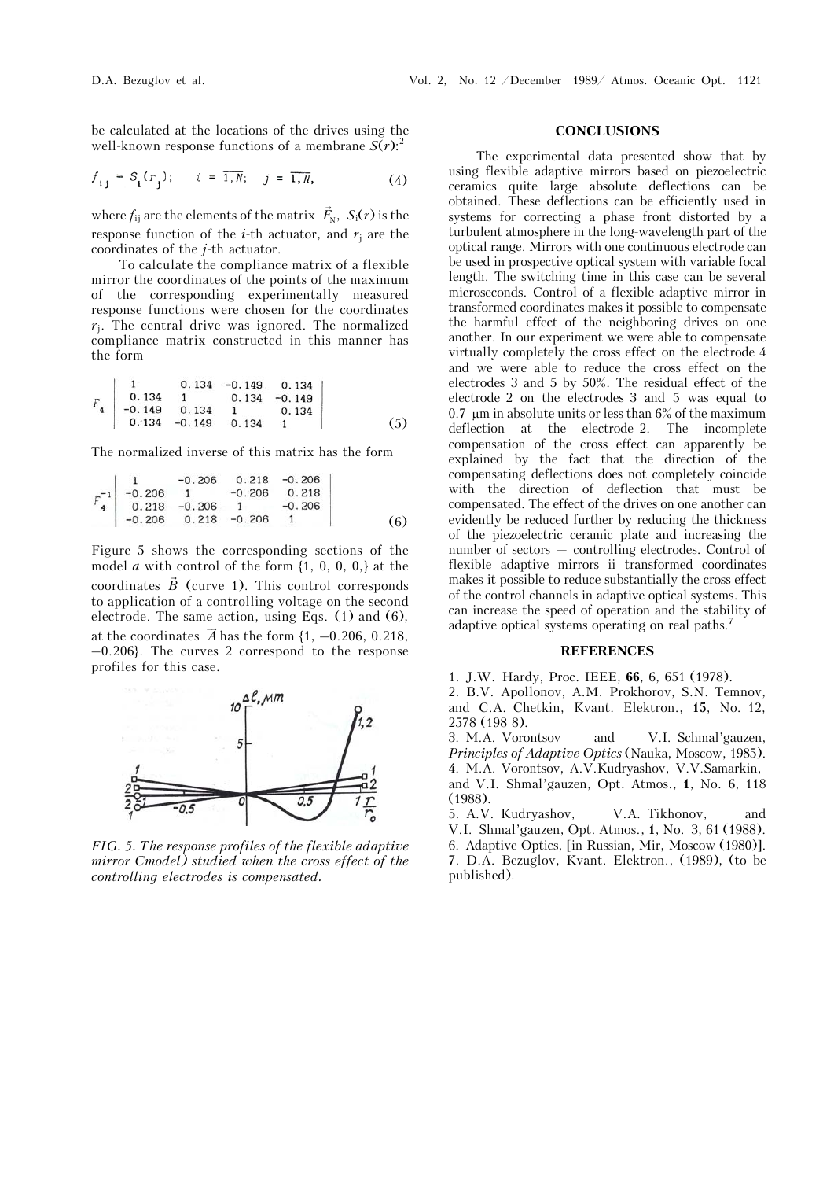be calculated at the locations of the drives using the well-known response functions of a membrane $S(r)$:[2]

$$f_{ij} = S_i(r_j); \quad i = \overline{1,N}; \quad j = \overline{1,N}, \tag{4}$$

where $f_{ij}$ are the elements of the matrix $\vec{F}_N$, $S_i(r)$ is the response function of the $i$-th actuator, and $r_j$ are the coordinates of the $j$-th actuator.

To calculate the compliance matrix of a flexible mirror the coordinates of the points of the maximum of the corresponding experimentally measured response functions were chosen for the coordinates $r_j$. The central drive was ignored. The normalized compliance matrix constructed in this manner has the form

$$F_4 \begin{vmatrix} 1 & 0.134 & -0.149 & 0.134 \\ 0.134 & 1 & 0.134 & -0.149 \\ -0.149 & 0.134 & 1 & 0.134 \\ 0.134 & -0.149 & 0.134 & 1 \end{vmatrix} \tag{5}$$

The normalized inverse of this matrix has the form

$$F_4^{-1} \begin{vmatrix} 1 & -0.206 & 0.218 & -0.206 \\ -0.206 & 1 & -0.206 & 0.218 \\ 0.218 & -0.206 & 1 & -0.206 \\ -0.206 & 0.218 & -0.206 & 1 \end{vmatrix} \tag{6}$$

Figure 5 shows the corresponding sections of the model *a* with control of the form {1, 0, 0, 0,} at the coordinates $\vec{B}$ (curve 1). This control corresponds to application of a controlling voltage on the second electrode. The same action, using Eqs. (1) and (6), at the coordinates $\vec{A}$ has the form {1, −0.206, 0.218, −0.206}. The curves 2 correspond to the response profiles for this case.

Δl, μm
10
5
1,2
1
2
1
2
2
1
-0.5
0
0.5
1
r/r₀

*FIG. 5. The response profiles of the flexible adaptive mirror Cmodel) studied when the cross effect of the controlling electrodes is compensated.*

## CONCLUSIONS

The experimental data presented show that by using flexible adaptive mirrors based on piezoelectric ceramics quite large absolute deflections can be obtained. These deflections can be efficiently used in systems for correcting a phase front distorted by a turbulent atmosphere in the long-wavelength part of the optical range. Mirrors with one continuous electrode can be used in prospective optical system with variable focal length. The switching time in this case can be several microseconds. Control of a flexible adaptive mirror in transformed coordinates makes it possible to compensate the harmful effect of the neighboring drives on one another. In our experiment we were able to compensate virtually completely the cross effect on the electrode 4 and we were able to reduce the cross effect on the electrodes 3 and 5 by 50%. The residual effect of the electrode 2 on the electrodes 3 and 5 was equal to 0.7 μm in absolute units or less than 6% of the maximum deflection at the electrode 2. The incomplete compensation of the cross effect can apparently be explained by the fact that the direction of the compensating deflections does not completely coincide with the direction of deflection that must be compensated. The effect of the drives on one another can evidently be reduced further by reducing the thickness of the piezoelectric ceramic plate and increasing the number of sectors — controlling electrodes. Control of flexible adaptive mirrors ii transformed coordinates makes it possible to reduce substantially the cross effect of the control channels in adaptive optical systems. This can increase the speed of operation and the stability of adaptive optical systems operating on real paths.[7]

## REFERENCES

1. J.W. Hardy, Proc. IEEE, **66**, 6, 651 (1978).
2. B.V. Apollonov, A.M. Prokhorov, S.N. Temnov, and C.A. Chetkin, Kvant. Elektron., **15**, No. 12, 2578 (198 8).
3. M.A. Vorontsov and V.I. Schmal'gauzen, *Principles of Adaptive Optics* (Nauka, Moscow, 1985).
4. M.A. Vorontsov, A.V.Kudryashov, V.V.Samarkin, and V.I. Shmal'gauzen, Opt. Atmos., **1**, No. 6, 118 (1988).
5. A.V. Kudryashov, V.A. Tikhonov, and V.I. Shmal'gauzen, Opt. Atmos., **1**, No. 3, 61 (1988).
6. Adaptive Optics, [in Russian, Mir, Moscow (1980)].
7. D.A. Bezuglov, Kvant. Elektron., (1989), (to be published).